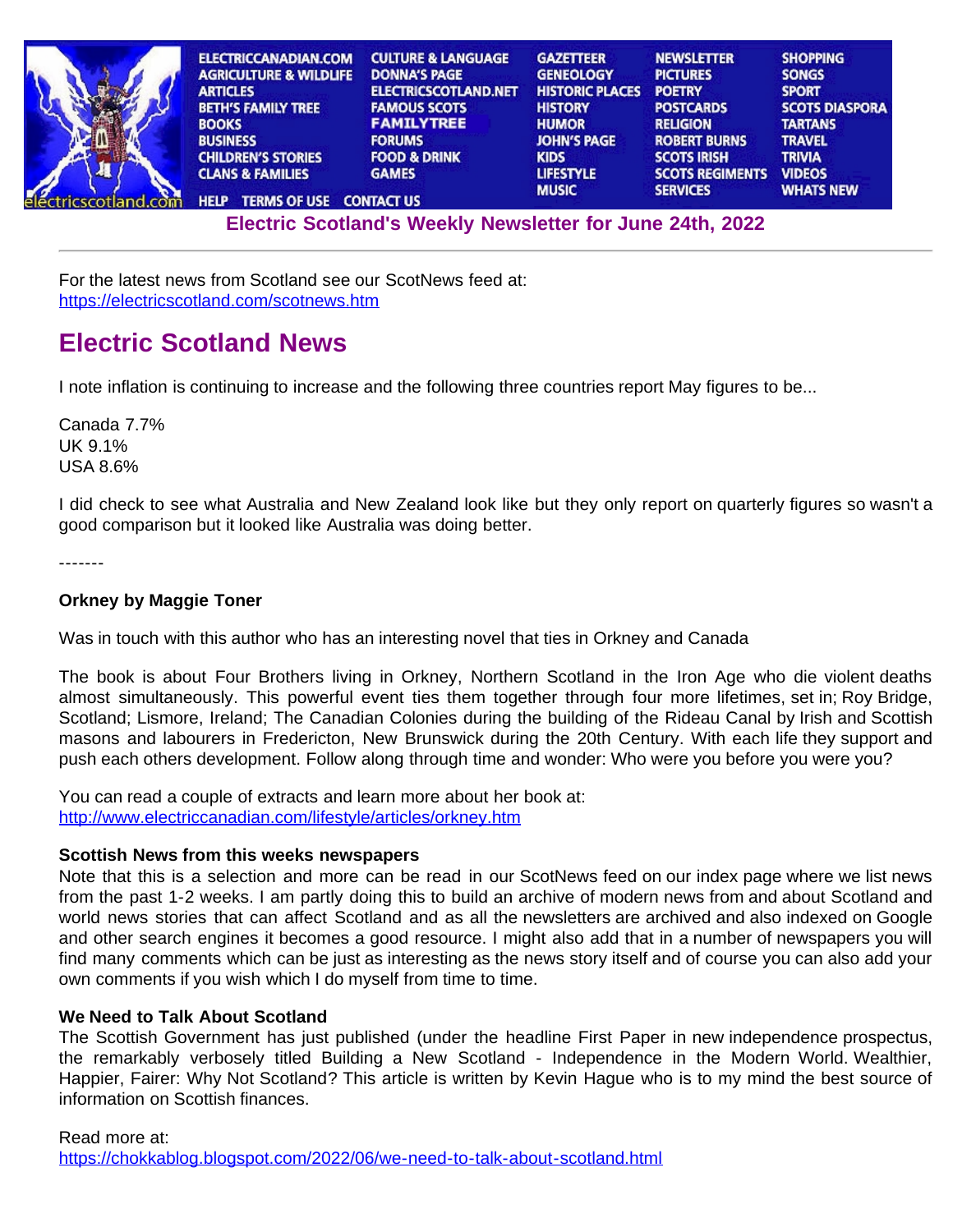ELECTRICCANADIAN.COM | AGRICULTURE & WILDLIFE | ARTICLES | BETH'S FAMILY TREE | BOOKS | BUSINESS | CHILDREN'S STORIES | CLANS & FAMILIES | CULTURE & LANGUAGE | DONNA'S PAGE | ELECTRICSCOTLAND.NET | FAMOUS SCOTS | FAMILYTREE | FORUMS | FOOD & DRINK | GAMES | GAZETTEER | GENEOLOGY | HISTORIC PLACES | HISTORY | HUMOR | JOHN'S PAGE | KIDS | LIFESTYLE | MUSIC | NEWSLETTER | PICTURES | POETRY | POSTCARDS | RELIGION | ROBERT BURNS | SCOTS IRISH | SCOTS REGIMENTS | SERVICES | SHOPPING | SONGS | SPORT | SCOTS DIASPORA | TARTANS | TRAVEL | TRIVIA | VIDEOS | WHATS NEW | HELP | TERMS OF USE | CONTACT US

**Electric Scotland's Weekly Newsletter for June 24th, 2022**

---

For the latest news from Scotland see our ScotNews feed at:
https://electricscotland.com/scotnews.htm

# Electric Scotland News

I note inflation is continuing to increase and the following three countries report May figures to be...

Canada 7.7%
UK 9.1%
USA 8.6%

I did check to see what Australia and New Zealand look like but they only report on quarterly figures so wasn't a good comparison but it looked like Australia was doing better.

-------

**Orkney by Maggie Toner**

Was in touch with this author who has an interesting novel that ties in Orkney and Canada

The book is about Four Brothers living in Orkney, Northern Scotland in the Iron Age who die violent deaths almost simultaneously. This powerful event ties them together through four more lifetimes, set in; Roy Bridge, Scotland; Lismore, Ireland; The Canadian Colonies during the building of the Rideau Canal by Irish and Scottish masons and labourers in Fredericton, New Brunswick during the 20th Century. With each life they support and push each others development. Follow along through time and wonder: Who were you before you were you?

You can read a couple of extracts and learn more about her book at:
http://www.electriccanadian.com/lifestyle/articles/orkney.htm

**Scottish News from this weeks newspapers**
Note that this is a selection and more can be read in our ScotNews feed on our index page where we list news from the past 1-2 weeks. I am partly doing this to build an archive of modern news from and about Scotland and world news stories that can affect Scotland and as all the newsletters are archived and also indexed on Google and other search engines it becomes a good resource. I might also add that in a number of newspapers you will find many comments which can be just as interesting as the news story itself and of course you can also add your own comments if you wish which I do myself from time to time.

**We Need to Talk About Scotland**
The Scottish Government has just published (under the headline First Paper in new independence prospectus, the remarkably verbosely titled Building a New Scotland - Independence in the Modern World. Wealthier, Happier, Fairer: Why Not Scotland? This article is written by Kevin Hague who is to my mind the best source of information on Scottish finances.

Read more at:
https://chokkablog.blogspot.com/2022/06/we-need-to-talk-about-scotland.html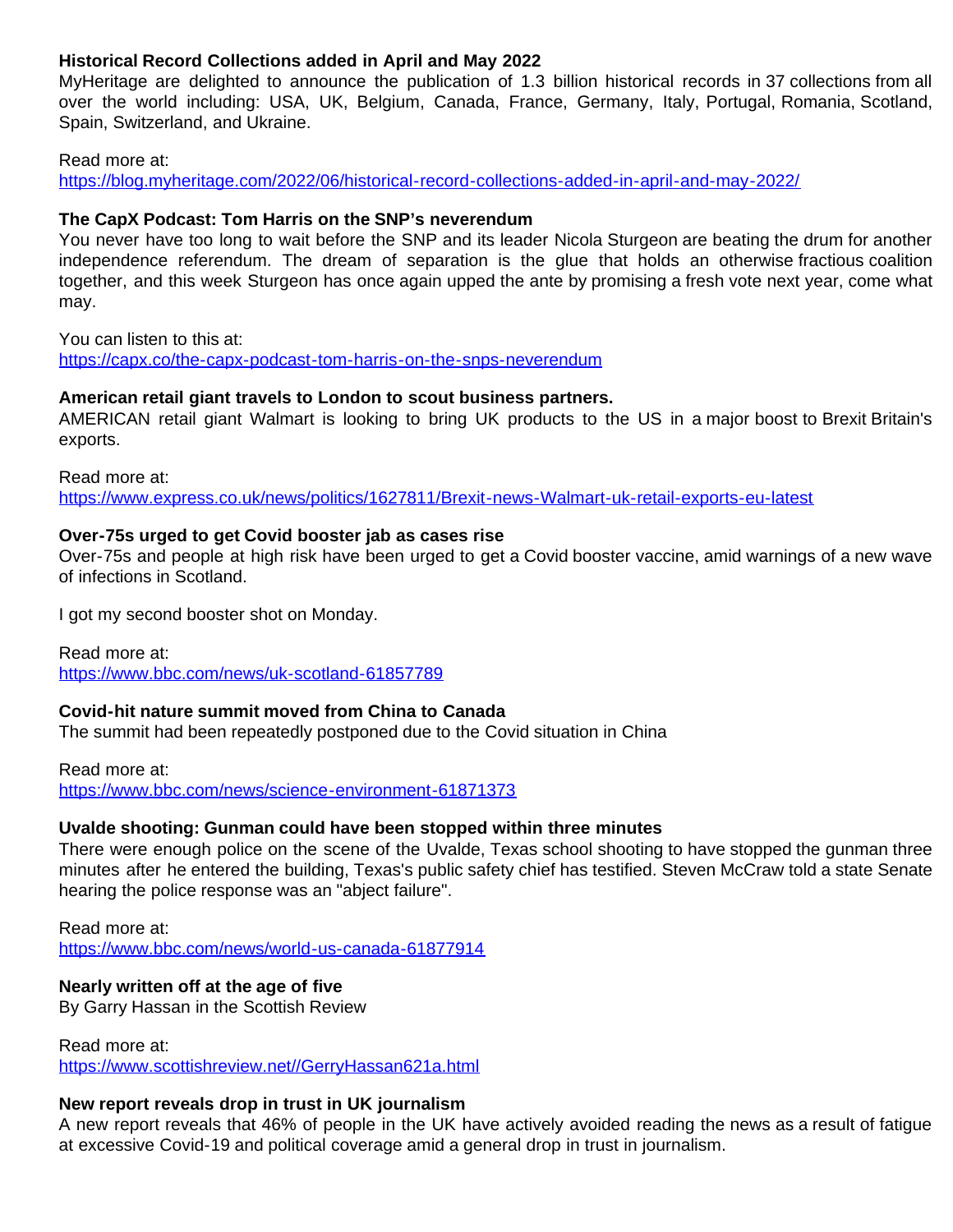**Historical Record Collections added in April and May 2022**
MyHeritage are delighted to announce the publication of 1.3 billion historical records in 37 collections from all over the world including: USA, UK, Belgium, Canada, France, Germany, Italy, Portugal, Romania, Scotland, Spain, Switzerland, and Ukraine.

Read more at:
https://blog.myheritage.com/2022/06/historical-record-collections-added-in-april-and-may-2022/

**The CapX Podcast: Tom Harris on the SNP's neverendum**
You never have too long to wait before the SNP and its leader Nicola Sturgeon are beating the drum for another independence referendum. The dream of separation is the glue that holds an otherwise fractious coalition together, and this week Sturgeon has once again upped the ante by promising a fresh vote next year, come what may.

You can listen to this at:
https://capx.co/the-capx-podcast-tom-harris-on-the-snps-neverendum

**American retail giant travels to London to scout business partners.**
AMERICAN retail giant Walmart is looking to bring UK products to the US in a major boost to Brexit Britain's exports.

Read more at:
https://www.express.co.uk/news/politics/1627811/Brexit-news-Walmart-uk-retail-exports-eu-latest

**Over-75s urged to get Covid booster jab as cases rise**
Over-75s and people at high risk have been urged to get a Covid booster vaccine, amid warnings of a new wave of infections in Scotland.

I got my second booster shot on Monday.

Read more at:
https://www.bbc.com/news/uk-scotland-61857789

**Covid-hit nature summit moved from China to Canada**
The summit had been repeatedly postponed due to the Covid situation in China

Read more at:
https://www.bbc.com/news/science-environment-61871373

**Uvalde shooting: Gunman could have been stopped within three minutes**
There were enough police on the scene of the Uvalde, Texas school shooting to have stopped the gunman three minutes after he entered the building, Texas's public safety chief has testified. Steven McCraw told a state Senate hearing the police response was an "abject failure".

Read more at:
https://www.bbc.com/news/world-us-canada-61877914

**Nearly written off at the age of five**
By Garry Hassan in the Scottish Review

Read more at:
https://www.scottishreview.net//GerryHassan621a.html

**New report reveals drop in trust in UK journalism**
A new report reveals that 46% of people in the UK have actively avoided reading the news as a result of fatigue at excessive Covid-19 and political coverage amid a general drop in trust in journalism.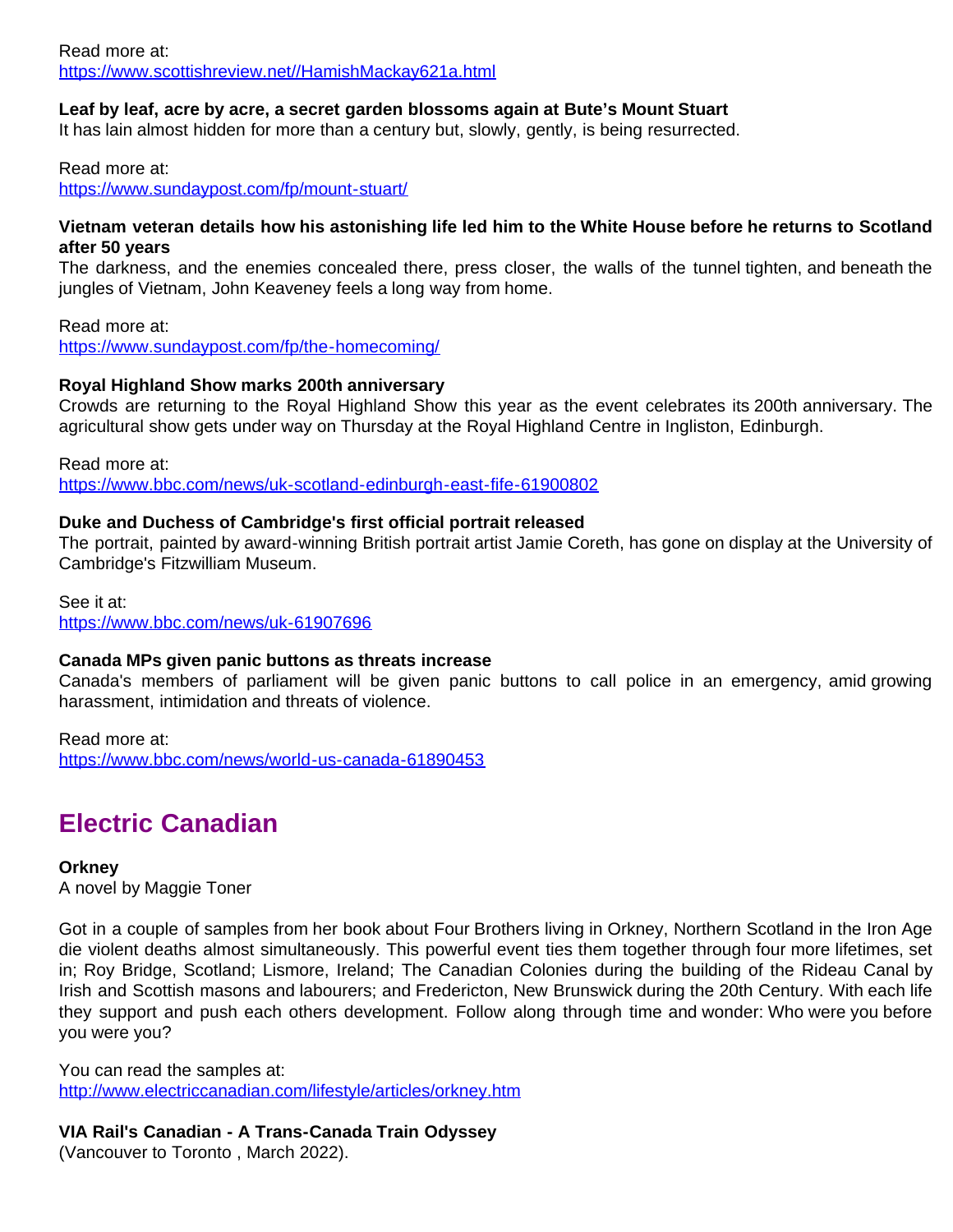Read more at:
https://www.scottishreview.net//HamishMackay621a.html

**Leaf by leaf, acre by acre, a secret garden blossoms again at Bute's Mount Stuart**
It has lain almost hidden for more than a century but, slowly, gently, is being resurrected.

Read more at:
https://www.sundaypost.com/fp/mount-stuart/

**Vietnam veteran details how his astonishing life led him to the White House before he returns to Scotland after 50 years**
The darkness, and the enemies concealed there, press closer, the walls of the tunnel tighten, and beneath the jungles of Vietnam, John Keaveney feels a long way from home.

Read more at:
https://www.sundaypost.com/fp/the-homecoming/

**Royal Highland Show marks 200th anniversary**
Crowds are returning to the Royal Highland Show this year as the event celebrates its 200th anniversary. The agricultural show gets under way on Thursday at the Royal Highland Centre in Ingliston, Edinburgh.

Read more at:
https://www.bbc.com/news/uk-scotland-edinburgh-east-fife-61900802

**Duke and Duchess of Cambridge's first official portrait released**
The portrait, painted by award-winning British portrait artist Jamie Coreth, has gone on display at the University of Cambridge's Fitzwilliam Museum.

See it at:
https://www.bbc.com/news/uk-61907696

**Canada MPs given panic buttons as threats increase**
Canada's members of parliament will be given panic buttons to call police in an emergency, amid growing harassment, intimidation and threats of violence.

Read more at:
https://www.bbc.com/news/world-us-canada-61890453

## Electric Canadian

**Orkney**
A novel by Maggie Toner

Got in a couple of samples from her book about Four Brothers living in Orkney, Northern Scotland in the Iron Age die violent deaths almost simultaneously. This powerful event ties them together through four more lifetimes, set in; Roy Bridge, Scotland; Lismore, Ireland; The Canadian Colonies during the building of the Rideau Canal by Irish and Scottish masons and labourers; and Fredericton, New Brunswick during the 20th Century. With each life they support and push each others development. Follow along through time and wonder: Who were you before you were you?

You can read the samples at:
http://www.electriccanadian.com/lifestyle/articles/orkney.htm

**VIA Rail's Canadian - A Trans-Canada Train Odyssey**
(Vancouver to Toronto , March 2022).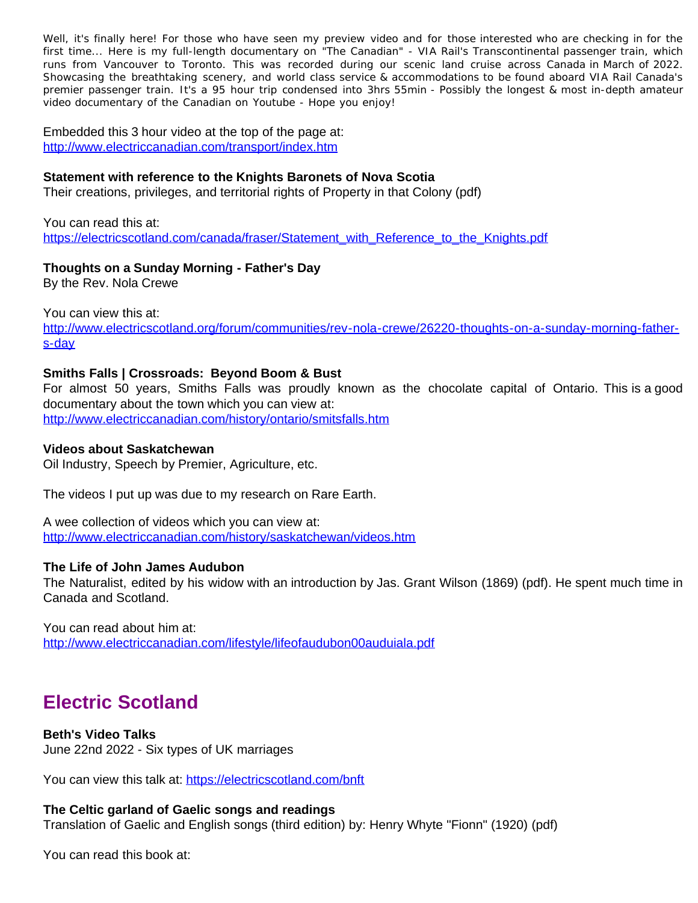Well, it's finally here! For those who have seen my preview video and for those interested who are checking in for the first time... Here is my full-length documentary on "The Canadian" - VIA Rail's Transcontinental passenger train, which runs from Vancouver to Toronto. This was recorded during our scenic land cruise across Canada in March of 2022. Showcasing the breathtaking scenery, and world class service & accommodations to be found aboard VIA Rail Canada's premier passenger train. It's a 95 hour trip condensed into 3hrs 55min - Possibly the longest & most in-depth amateur video documentary of the Canadian on Youtube - Hope you enjoy!

Embedded this 3 hour video at the top of the page at:
http://www.electriccanadian.com/transport/index.htm

**Statement with reference to the Knights Baronets of Nova Scotia**
Their creations, privileges, and territorial rights of Property in that Colony (pdf)

You can read this at:
https://electricscotland.com/canada/fraser/Statement_with_Reference_to_the_Knights.pdf

**Thoughts on a Sunday Morning - Father's Day**
By the Rev. Nola Crewe

You can view this at:
http://www.electricscotland.org/forum/communities/rev-nola-crewe/26220-thoughts-on-a-sunday-morning-fathers-day

**Smiths Falls | Crossroads: Beyond Boom & Bust**
For almost 50 years, Smiths Falls was proudly known as the chocolate capital of Ontario. This is a good documentary about the town which you can view at:
http://www.electriccanadian.com/history/ontario/smitsfalls.htm

**Videos about Saskatchewan**
Oil Industry, Speech by Premier, Agriculture, etc.

The videos I put up was due to my research on Rare Earth.

A wee collection of videos which you can view at:
http://www.electriccanadian.com/history/saskatchewan/videos.htm

**The Life of John James Audubon**
The Naturalist, edited by his widow with an introduction by Jas. Grant Wilson (1869) (pdf). He spent much time in Canada and Scotland.

You can read about him at:
http://www.electriccanadian.com/lifestyle/lifeofaudubon00auduiala.pdf

## Electric Scotland

**Beth's Video Talks**
June 22nd 2022 - Six types of UK marriages

You can view this talk at: https://electricscotland.com/bnft

**The Celtic garland of Gaelic songs and readings**
Translation of Gaelic and English songs (third edition) by: Henry Whyte "Fionn" (1920) (pdf)

You can read this book at: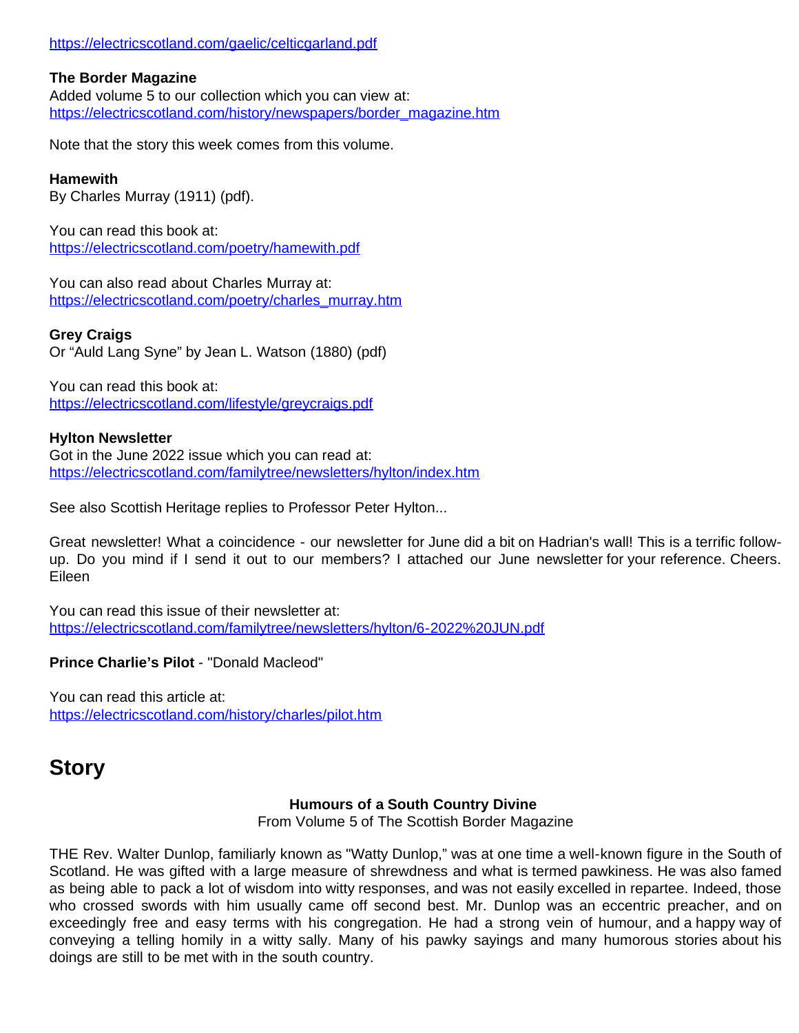https://electricscotland.com/gaelic/celticgarland.pdf

**The Border Magazine**
Added volume 5 to our collection which you can view at:
https://electricscotland.com/history/newspapers/border_magazine.htm

Note that the story this week comes from this volume.

**Hamewith**
By Charles Murray (1911) (pdf).

You can read this book at:
https://electricscotland.com/poetry/hamewith.pdf

You can also read about Charles Murray at:
https://electricscotland.com/poetry/charles_murray.htm

**Grey Craigs**
Or "Auld Lang Syne" by Jean L. Watson (1880) (pdf)

You can read this book at:
https://electricscotland.com/lifestyle/greycraigs.pdf

**Hylton Newsletter**
Got in the June 2022 issue which you can read at:
https://electricscotland.com/familytree/newsletters/hylton/index.htm

See also Scottish Heritage replies to Professor Peter Hylton...

Great newsletter! What a coincidence - our newsletter for June did a bit on Hadrian's wall! This is a terrific follow-up. Do you mind if I send it out to our members? I attached our June newsletter for your reference. Cheers. Eileen

You can read this issue of their newsletter at:
https://electricscotland.com/familytree/newsletters/hylton/6-2022%20JUN.pdf

**Prince Charlie's Pilot** - "Donald Macleod"

You can read this article at:
https://electricscotland.com/history/charles/pilot.htm

# Story

**Humours of a South Country Divine**
From Volume 5 of The Scottish Border Magazine

THE Rev. Walter Dunlop, familiarly known as "Watty Dunlop," was at one time a well-known figure in the South of Scotland. He was gifted with a large measure of shrewdness and what is termed pawkiness. He was also famed as being able to pack a lot of wisdom into witty responses, and was not easily excelled in repartee. Indeed, those who crossed swords with him usually came off second best. Mr. Dunlop was an eccentric preacher, and on exceedingly free and easy terms with his congregation. He had a strong vein of humour, and a happy way of conveying a telling homily in a witty sally. Many of his pawky sayings and many humorous stories about his doings are still to be met with in the south country.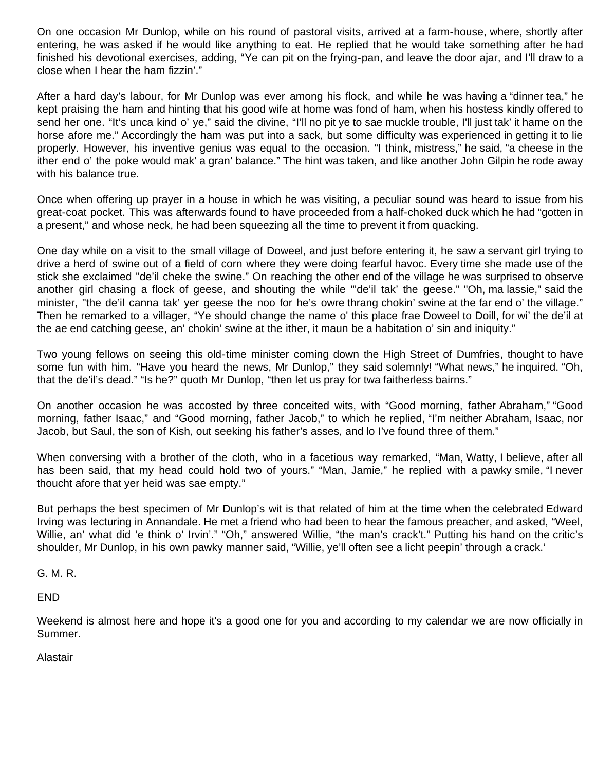On one occasion Mr Dunlop, while on his round of pastoral visits, arrived at a farm-house, where, shortly after entering, he was asked if he would like anything to eat. He replied that he would take something after he had finished his devotional exercises, adding, "Ye can pit on the frying-pan, and leave the door ajar, and I'll draw to a close when I hear the ham fizzin'."

After a hard day's labour, for Mr Dunlop was ever among his flock, and while he was having a "dinner tea," he kept praising the ham and hinting that his good wife at home was fond of ham, when his hostess kindly offered to send her one. "It's unca kind o' ye," said the divine, "I'll no pit ye to sae muckle trouble, I'll just tak' it hame on the horse afore me." Accordingly the ham was put into a sack, but some difficulty was experienced in getting it to lie properly. However, his inventive genius was equal to the occasion. "I think, mistress," he said, "a cheese in the ither end o' the poke would mak' a gran' balance." The hint was taken, and like another John Gilpin he rode away with his balance true.

Once when offering up prayer in a house in which he was visiting, a peculiar sound was heard to issue from his great-coat pocket. This was afterwards found to have proceeded from a half-choked duck which he had "gotten in a present," and whose neck, he had been squeezing all the time to prevent it from quacking.

One day while on a visit to the small village of Doweel, and just before entering it, he saw a servant girl trying to drive a herd of swine out of a field of corn where they were doing fearful havoc. Every time she made use of the stick she exclaimed "de'il cheke the swine." On reaching the other end of the village he was surprised to observe another girl chasing a flock of geese, and shouting the while "'de'il tak' the geese." "Oh, ma lassie," said the minister, "the de'il canna tak' yer geese the noo for he's owre thrang chokin' swine at the far end o' the village." Then he remarked to a villager, "Ye should change the name o' this place frae Doweel to Doill, for wi' the de'il at the ae end catching geese, an' chokin' swine at the ither, it maun be a habitation o' sin and iniquity."

Two young fellows on seeing this old-time minister coming down the High Street of Dumfries, thought to have some fun with him. "Have you heard the news, Mr Dunlop," they said solemnly! "What news," he inquired. "Oh, that the de'il's dead." "Is he?" quoth Mr Dunlop, "then let us pray for twa faitherless bairns."

On another occasion he was accosted by three conceited wits, with "Good morning, father Abraham," "Good morning, father Isaac," and "Good morning, father Jacob," to which he replied, "I'm neither Abraham, Isaac, nor Jacob, but Saul, the son of Kish, out seeking his father's asses, and lo I've found three of them."

When conversing with a brother of the cloth, who in a facetious way remarked, "Man, Watty, I believe, after all has been said, that my head could hold two of yours." "Man, Jamie," he replied with a pawky smile, "I never thoucht afore that yer heid was sae empty."

But perhaps the best specimen of Mr Dunlop's wit is that related of him at the time when the celebrated Edward Irving was lecturing in Annandale. He met a friend who had been to hear the famous preacher, and asked, "Weel, Willie, an' what did 'e think o' Irvin'." "Oh," answered Willie, "the man's crack't." Putting his hand on the critic's shoulder, Mr Dunlop, in his own pawky manner said, "Willie, ye'll often see a licht peepin' through a crack.'

G. M. R.

END

Weekend is almost here and hope it's a good one for you and according to my calendar we are now officially in Summer.

Alastair